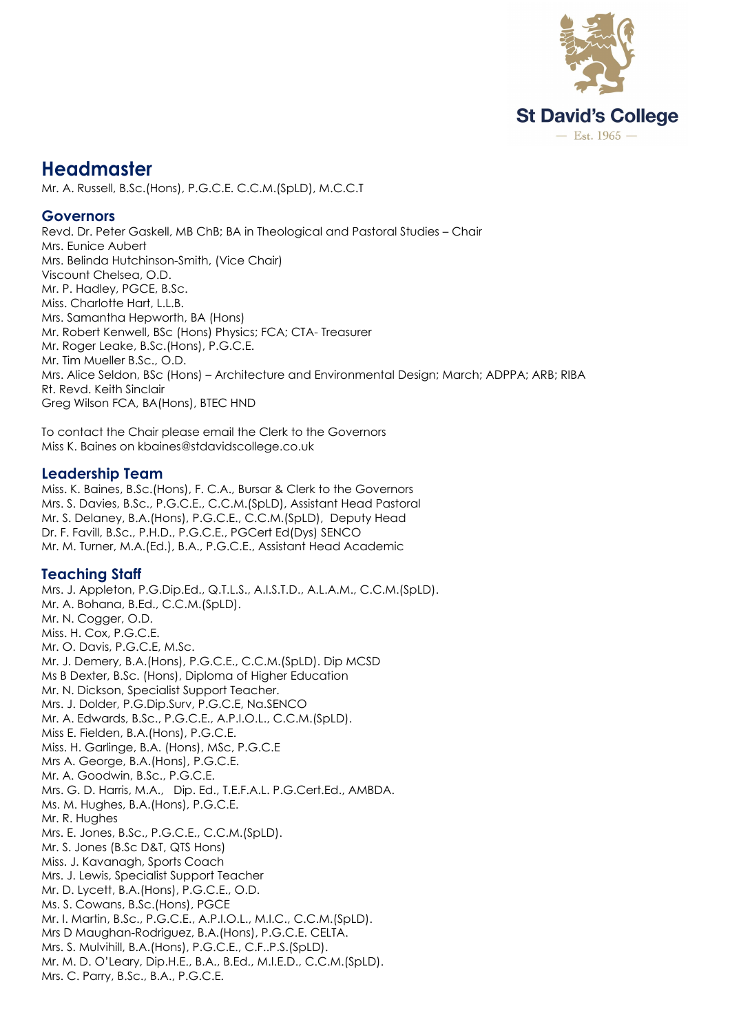St David's College
— Est. 1965 —

# Headmaster

Mr. A. Russell, B.Sc.(Hons), P.G.C.E. C.C.M.(SpLD), M.C.C.T

## Governors

Revd. Dr. Peter Gaskell, MB ChB; BA in Theological and Pastoral Studies – Chair
Mrs. Eunice Aubert
Mrs. Belinda Hutchinson-Smith, (Vice Chair)
Viscount Chelsea, O.D.
Mr. P. Hadley, PGCE, B.Sc.
Miss. Charlotte Hart, L.L.B.
Mrs. Samantha Hepworth, BA (Hons)
Mr. Robert Kenwell, BSc (Hons) Physics; FCA; CTA- Treasurer
Mr. Roger Leake, B.Sc.(Hons), P.G.C.E.
Mr. Tim Mueller B.Sc., O.D.
Mrs. Alice Seldon, BSc (Hons) – Architecture and Environmental Design; March; ADPPA; ARB; RIBA
Rt. Revd. Keith Sinclair
Greg Wilson FCA, BA(Hons), BTEC HND

To contact the Chair please email the Clerk to the Governors
Miss K. Baines on kbaines@stdavidscollege.co.uk

## Leadership Team

Miss. K. Baines, B.Sc.(Hons), F. C.A., Bursar & Clerk to the Governors
Mrs. S. Davies, B.Sc., P.G.C.E., C.C.M.(SpLD), Assistant Head Pastoral
Mr. S. Delaney, B.A.(Hons), P.G.C.E., C.C.M.(SpLD), Deputy Head
Dr. F. Favill, B.Sc., P.H.D., P.G.C.E., PGCert Ed(Dys) SENCO
Mr. M. Turner, M.A.(Ed.), B.A., P.G.C.E., Assistant Head Academic

## Teaching Staff

Mrs. J. Appleton, P.G.Dip.Ed., Q.T.L.S., A.I.S.T.D., A.L.A.M., C.C.M.(SpLD).
Mr. A. Bohana, B.Ed., C.C.M.(SpLD).
Mr. N. Cogger, O.D.
Miss. H. Cox, P.G.C.E.
Mr. O. Davis, P.G.C.E, M.Sc.
Mr. J. Demery, B.A.(Hons), P.G.C.E., C.C.M.(SpLD). Dip MCSD
Ms B Dexter, B.Sc. (Hons), Diploma of Higher Education
Mr. N. Dickson, Specialist Support Teacher.
Mrs. J. Dolder, P.G.Dip.Surv, P.G.C.E, Na.SENCO
Mr. A. Edwards, B.Sc., P.G.C.E., A.P.I.O.L., C.C.M.(SpLD).
Miss E. Fielden, B.A.(Hons), P.G.C.E.
Miss. H. Garlinge, B.A. (Hons), MSc, P.G.C.E
Mrs A. George, B.A.(Hons), P.G.C.E.
Mr. A. Goodwin, B.Sc., P.G.C.E.
Mrs. G. D. Harris, M.A., Dip. Ed., T.E.F.A.L. P.G.Cert.Ed., AMBDA.
Ms. M. Hughes, B.A.(Hons), P.G.C.E.
Mr. R. Hughes
Mrs. E. Jones, B.Sc., P.G.C.E., C.C.M.(SpLD).
Mr. S. Jones (B.Sc D&T, QTS Hons)
Miss. J. Kavanagh, Sports Coach
Mrs. J. Lewis, Specialist Support Teacher
Mr. D. Lycett, B.A.(Hons), P.G.C.E., O.D.
Ms. S. Cowans, B.Sc.(Hons), PGCE
Mr. I. Martin, B.Sc., P.G.C.E., A.P.I.O.L., M.I.C., C.C.M.(SpLD).
Mrs D Maughan-Rodriguez, B.A.(Hons), P.G.C.E. CELTA.
Mrs. S. Mulvihill, B.A.(Hons), P.G.C.E., C.F..P.S.(SpLD).
Mr. M. D. O'Leary, Dip.H.E., B.A., B.Ed., M.I.E.D., C.C.M.(SpLD).
Mrs. C. Parry, B.Sc., B.A., P.G.C.E.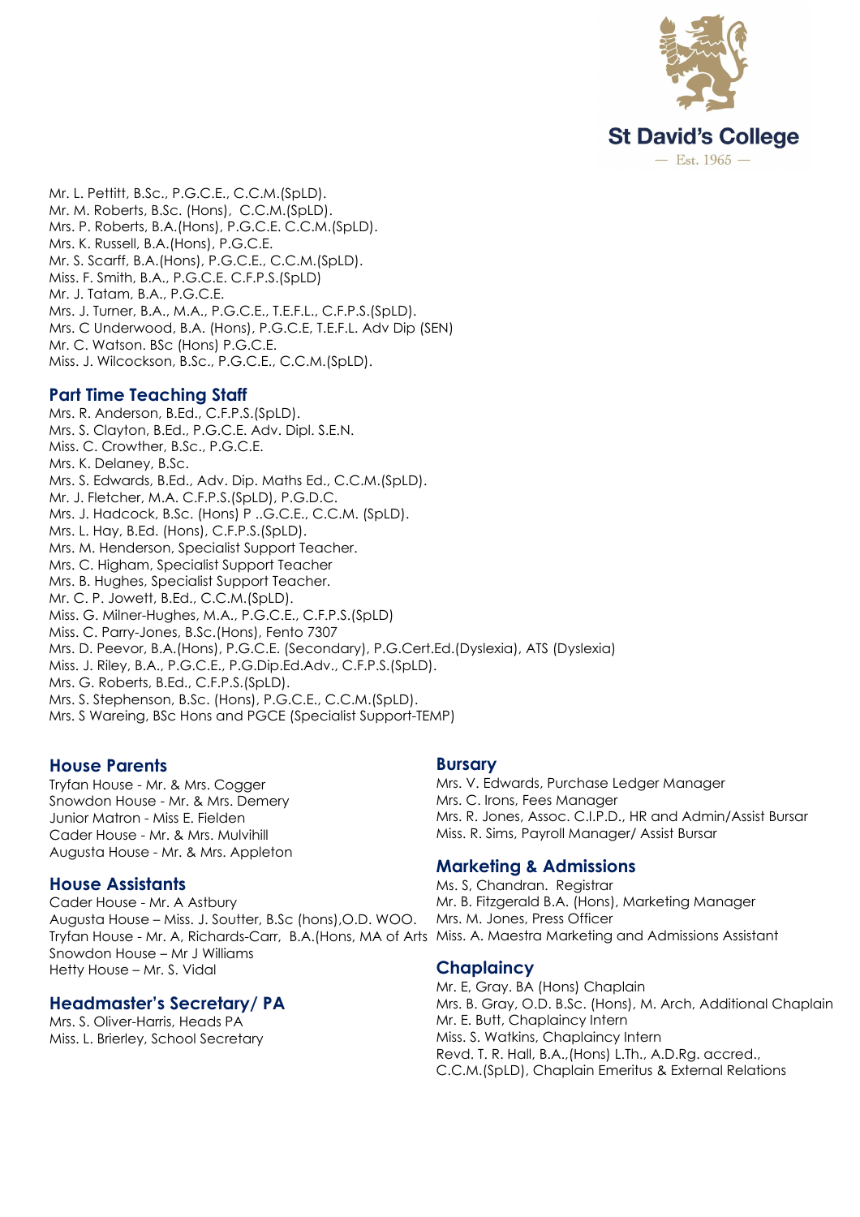Mr. L. Pettitt, B.Sc., P.G.C.E., C.C.M.(SpLD).
Mr. M. Roberts, B.Sc. (Hons), C.C.M.(SpLD).
Mrs. P. Roberts, B.A.(Hons), P.G.C.E. C.C.M.(SpLD).
Mrs. K. Russell, B.A.(Hons), P.G.C.E.
Mr. S. Scarff, B.A.(Hons), P.G.C.E., C.C.M.(SpLD).
Miss. F. Smith, B.A., P.G.C.E. C.F.P.S.(SpLD)
Mr. J. Tatam, B.A., P.G.C.E.
Mrs. J. Turner, B.A., M.A., P.G.C.E., T.E.F.L., C.F.P.S.(SpLD).
Mrs. C Underwood, B.A. (Hons), P.G.C.E, T.E.F.L. Adv Dip (SEN)
Mr. C. Watson. BSc (Hons) P.G.C.E.
Miss. J. Wilcockson, B.Sc., P.G.C.E., C.C.M.(SpLD).

## Part Time Teaching Staff

Mrs. R. Anderson, B.Ed., C.F.P.S.(SpLD).
Mrs. S. Clayton, B.Ed., P.G.C.E. Adv. Dipl. S.E.N.
Miss. C. Crowther, B.Sc., P.G.C.E.
Mrs. K. Delaney, B.Sc.
Mrs. S. Edwards, B.Ed., Adv. Dip. Maths Ed., C.C.M.(SpLD).
Mr. J. Fletcher, M.A. C.F.P.S.(SpLD), P.G.D.C.
Mrs. J. Hadcock, B.Sc. (Hons) P ..G.C.E., C.C.M. (SpLD).
Mrs. L. Hay, B.Ed. (Hons), C.F.P.S.(SpLD).
Mrs. M. Henderson, Specialist Support Teacher.
Mrs. C. Higham, Specialist Support Teacher
Mrs. B. Hughes, Specialist Support Teacher.
Mr. C. P. Jowett, B.Ed., C.C.M.(SpLD).
Miss. G. Milner-Hughes, M.A., P.G.C.E., C.F.P.S.(SpLD)
Miss. C. Parry-Jones, B.Sc.(Hons), Fento 7307
Mrs. D. Peevor, B.A.(Hons), P.G.C.E. (Secondary), P.G.Cert.Ed.(Dyslexia), ATS (Dyslexia)
Miss. J. Riley, B.A., P.G.C.E., P.G.Dip.Ed.Adv., C.F.P.S.(SpLD).
Mrs. G. Roberts, B.Ed., C.F.P.S.(SpLD).
Mrs. S. Stephenson, B.Sc. (Hons), P.G.C.E., C.C.M.(SpLD).
Mrs. S Wareing, BSc Hons and PGCE (Specialist Support-TEMP)

## House Parents

Tryfan House - Mr. & Mrs. Cogger
Snowdon House - Mr. & Mrs. Demery
Junior Matron - Miss E. Fielden
Cader House - Mr. & Mrs. Mulvihill
Augusta House - Mr. & Mrs. Appleton

## House Assistants

Cader House - Mr. A Astbury
Augusta House – Miss. J. Soutter, B.Sc (hons),O.D. WOO.
Tryfan House - Mr. A, Richards-Carr, B.A.(Hons, MA of Arts
Snowdon House – Mr J Williams
Hetty House – Mr. S. Vidal

## Headmaster's Secretary/ PA

Mrs. S. Oliver-Harris, Heads PA
Miss. L. Brierley, School Secretary

## Bursary

Mrs. V. Edwards, Purchase Ledger Manager
Mrs. C. Irons, Fees Manager
Mrs. R. Jones, Assoc. C.I.P.D., HR and Admin/Assist Bursar
Miss. R. Sims, Payroll Manager/ Assist Bursar

## Marketing & Admissions

Ms. S, Chandran. Registrar
Mr. B. Fitzgerald B.A. (Hons), Marketing Manager
Mrs. M. Jones, Press Officer
Miss. A. Maestra Marketing and Admissions Assistant

## Chaplaincy

Mr. E, Gray. BA (Hons) Chaplain
Mrs. B. Gray, O.D. B.Sc. (Hons), M. Arch, Additional Chaplain
Mr. E. Butt, Chaplaincy Intern
Miss. S. Watkins, Chaplaincy Intern
Revd. T. R. Hall, B.A.,(Hons) L.Th., A.D.Rg. accred., C.C.M.(SpLD), Chaplain Emeritus & External Relations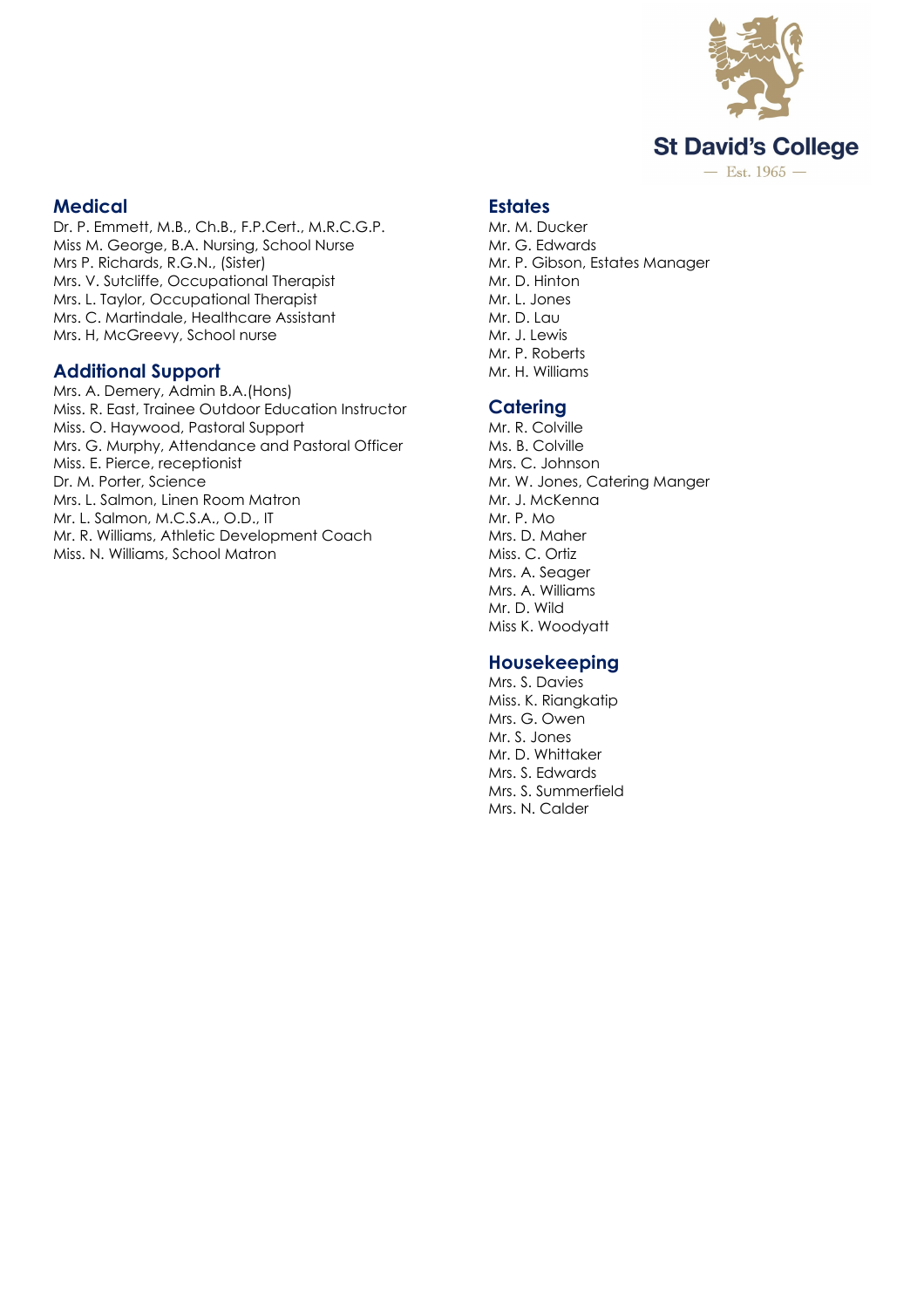St David's College

— Est. 1965 —

## Medical

Dr. P. Emmett, M.B., Ch.B., F.P.Cert., M.R.C.G.P.
Miss M. George, B.A. Nursing, School Nurse
Mrs P. Richards, R.G.N., (Sister)
Mrs. V. Sutcliffe, Occupational Therapist
Mrs. L. Taylor, Occupational Therapist
Mrs. C. Martindale, Healthcare Assistant
Mrs. H, McGreevy, School nurse

## Additional Support

Mrs. A. Demery, Admin B.A.(Hons)
Miss. R. East, Trainee Outdoor Education Instructor
Miss. O. Haywood, Pastoral Support
Mrs. G. Murphy, Attendance and Pastoral Officer
Miss. E. Pierce, receptionist
Dr. M. Porter, Science
Mrs. L. Salmon, Linen Room Matron
Mr. L. Salmon, M.C.S.A., O.D., IT
Mr. R. Williams, Athletic Development Coach
Miss. N. Williams, School Matron

## Estates

Mr. M. Ducker
Mr. G. Edwards
Mr. P. Gibson, Estates Manager
Mr. D. Hinton
Mr. L. Jones
Mr. D. Lau
Mr. J. Lewis
Mr. P. Roberts
Mr. H. Williams

## Catering

Mr. R. Colville
Ms. B. Colville
Mrs. C. Johnson
Mr. W. Jones, Catering Manger
Mr. J. McKenna
Mr. P. Mo
Mrs. D. Maher
Miss. C. Ortiz
Mrs. A. Seager
Mrs. A. Williams
Mr. D. Wild
Miss K. Woodyatt

## Housekeeping

Mrs. S. Davies
Miss. K. Riangkatip
Mrs. G. Owen
Mr. S. Jones
Mr. D. Whittaker
Mrs. S. Edwards
Mrs. S. Summerfield
Mrs. N. Calder